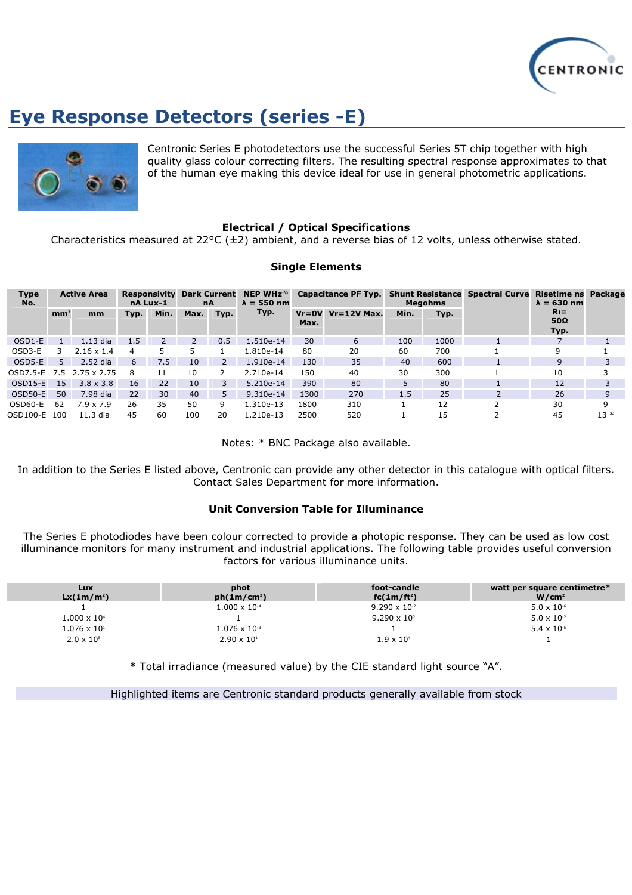# Eye Response Detectors (series -E)

Centronic Series E photodetectors use the successful Series 5T chip together with high quality glass colour correcting filters. The resulting spectral response approximates to that of the human eye making this device ideal for use in general photometric applications.

### Electrical / Optical Specifications

Characteristics measured at 22°C (±2) ambient, and a reverse bias of 12 volts, unless otherwise stated.

### Single Elements

| Type No. | Active Area | | Responsivity nA Lux-1 | | Dark Current nA | | NEP WHz$^{-½}$ λ = 550 nm | Capacitance PF Typ. | | Shunt Resistance Megohms | | Spectral Curve | Risetime ns λ = 630 nm | Package |
|---|---|---|---|---|---|---|---|---|---|---|---|---|---|---|
| | mm² | mm | Typ. | Min. | Max. | Typ. | Typ. | Vr=0V Max. | Vr=12V Max. | Min. | Typ. | | $R_l$= 50Ω Typ. | |
| OSD1-E | 1 | 1.13 dia | 1.5 | 2 | 2 | 0.5 | 1.510e-14 | 30 | 6 | 100 | 1000 | 1 | 7 | 1 |
| OSD3-E | 3 | 2.16 x 1.4 | 4 | 5 | 5 | 1 | 1.810e-14 | 80 | 20 | 60 | 700 | 1 | 9 | 1 |
| OSD5-E | 5 | 2.52 dia | 6 | 7.5 | 10 | 2 | 1.910e-14 | 130 | 35 | 40 | 600 | 1 | 9 | 3 |
| OSD7.5-E | 7.5 | 2.75 x 2.75 | 8 | 11 | 10 | 2 | 2.710e-14 | 150 | 40 | 30 | 300 | 1 | 10 | 3 |
| OSD15-E | 15 | 3.8 x 3.8 | 16 | 22 | 10 | 3 | 5.210e-14 | 390 | 80 | 5 | 80 | 1 | 12 | 3 |
| OSD50-E | 50 | 7.98 dia | 22 | 30 | 40 | 5 | 9.310e-14 | 1300 | 270 | 1.5 | 25 | 2 | 26 | 9 |
| OSD60-E | 62 | 7.9 x 7.9 | 26 | 35 | 50 | 9 | 1.310e-13 | 1800 | 310 | 1 | 12 | 2 | 30 | 9 |
| OSD100-E | 100 | 11.3 dia | 45 | 60 | 100 | 20 | 1.210e-13 | 2500 | 520 | 1 | 15 | 2 | 45 | 13 * |

Notes: * BNC Package also available.

In addition to the Series E listed above, Centronic can provide any other detector in this catalogue with optical filters. Contact Sales Department for more information.

### Unit Conversion Table for Illuminance

The Series E photodiodes have been colour corrected to provide a photopic response. They can be used as low cost illuminance monitors for many instrument and industrial applications. The following table provides useful conversion factors for various illuminance units.

| Lux Lx(1m/m²) | phot ph(1m/cm²) | foot-candle fc(1m/ft²) | watt per square centimetre* W/cm² |
|---|---|---|---|
| 1 | $1.000 \times 10^{-4}$ | $9.290 \times 10^{-2}$ | $5.0 \times 10^{-6}$ |
| $1.000 \times 10^{4}$ | 1 | $9.290 \times 10^{2}$ | $5.0 \times 10^{-2}$ |
| $1.076 \times 10^{1}$ | $1.076 \times 10^{-3}$ | 1 | $5.4 \times 10^{-5}$ |
| $2.0 \times 10^{5}$ | $2.90 \times 10^{1}$ | $1.9 \times 10^{4}$ | 1 |

\* Total irradiance (measured value) by the CIE standard light source "A".

Highlighted items are Centronic standard products generally available from stock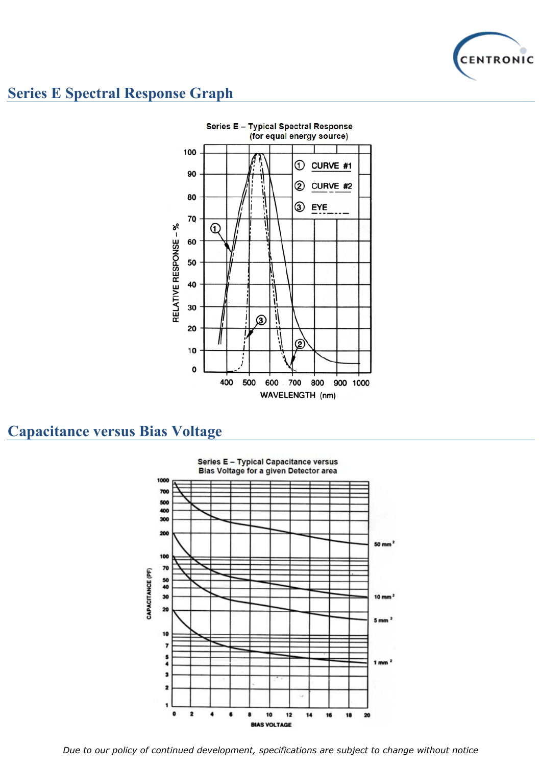## Series E Spectral Response Graph

Series E – Typical Spectral Response
(for equal energy source)

RELATIVE RESPONSE – %

100
90
80
70
60
50
40
30
20
10
0

400 500 600 700 800 900 1000

WAVELENGTH (nm)

① CURVE #1
② CURVE #2
③ EYE

## Capacitance versus Bias Voltage

Series E – Typical Capacitance versus
Bias Voltage for a given Detector area

CAPACITANCE (PF)

1000
700
500
400
300
200
100
70
50
40
30
20
10
7
5
4
3
2
1

0 2 4 6 8 10 12 14 16 18 20

BIAS VOLTAGE

$50\ mm^2$

$10\ mm^2$

$5\ mm^2$

$1\ mm^2$

*Due to our policy of continued development, specifications are subject to change without notice*